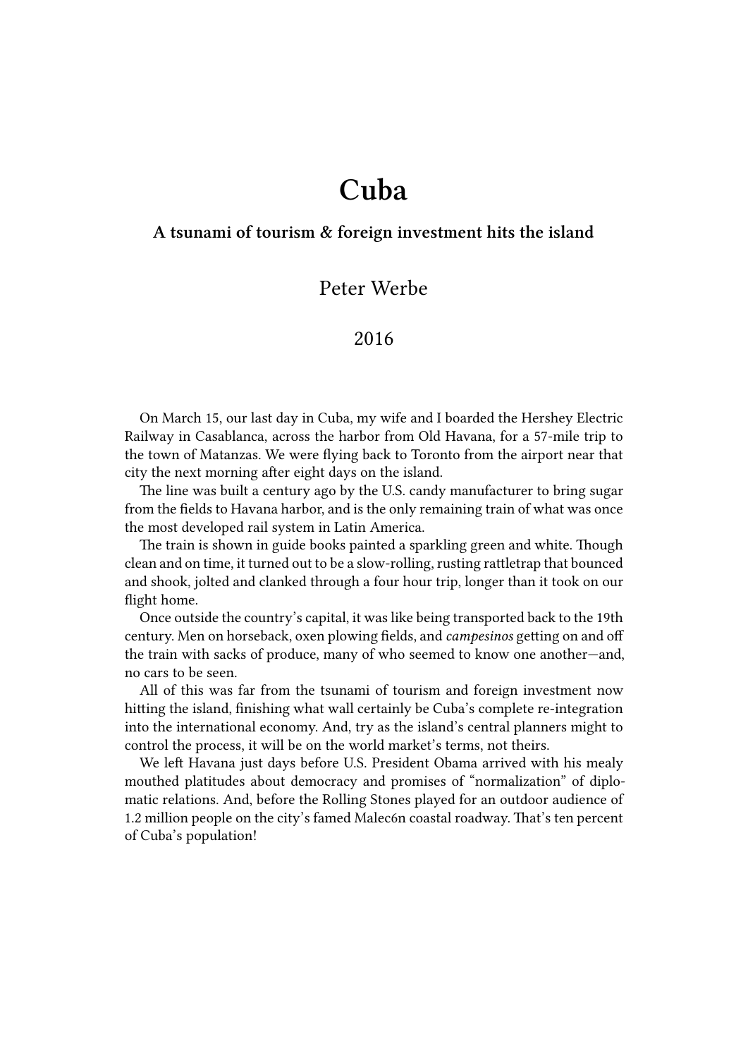# Cuba

### A tsunami of tourism & foreign investment hits the island

Peter Werbe

2016

On March 15, our last day in Cuba, my wife and I boarded the Hershey Electric Railway in Casablanca, across the harbor from Old Havana, for a 57-mile trip to the town of Matanzas. We were flying back to Toronto from the airport near that city the next morning after eight days on the island.

The line was built a century ago by the U.S. candy manufacturer to bring sugar from the fields to Havana harbor, and is the only remaining train of what was once the most developed rail system in Latin America.

The train is shown in guide books painted a sparkling green and white. Though clean and on time, it turned out to be a slow-rolling, rusting rattletrap that bounced and shook, jolted and clanked through a four hour trip, longer than it took on our flight home.

Once outside the country's capital, it was like being transported back to the 19th century. Men on horseback, oxen plowing fields, and *campesinos* getting on and off the train with sacks of produce, many of who seemed to know one another—and, no cars to be seen.

All of this was far from the tsunami of tourism and foreign investment now hitting the island, finishing what wall certainly be Cuba's complete re-integration into the international economy. And, try as the island's central planners might to control the process, it will be on the world market's terms, not theirs.

We left Havana just days before U.S. President Obama arrived with his mealy mouthed platitudes about democracy and promises of "normalization" of diplomatic relations. And, before the Rolling Stones played for an outdoor audience of 1.2 million people on the city's famed Malec6n coastal roadway. That's ten percent of Cuba's population!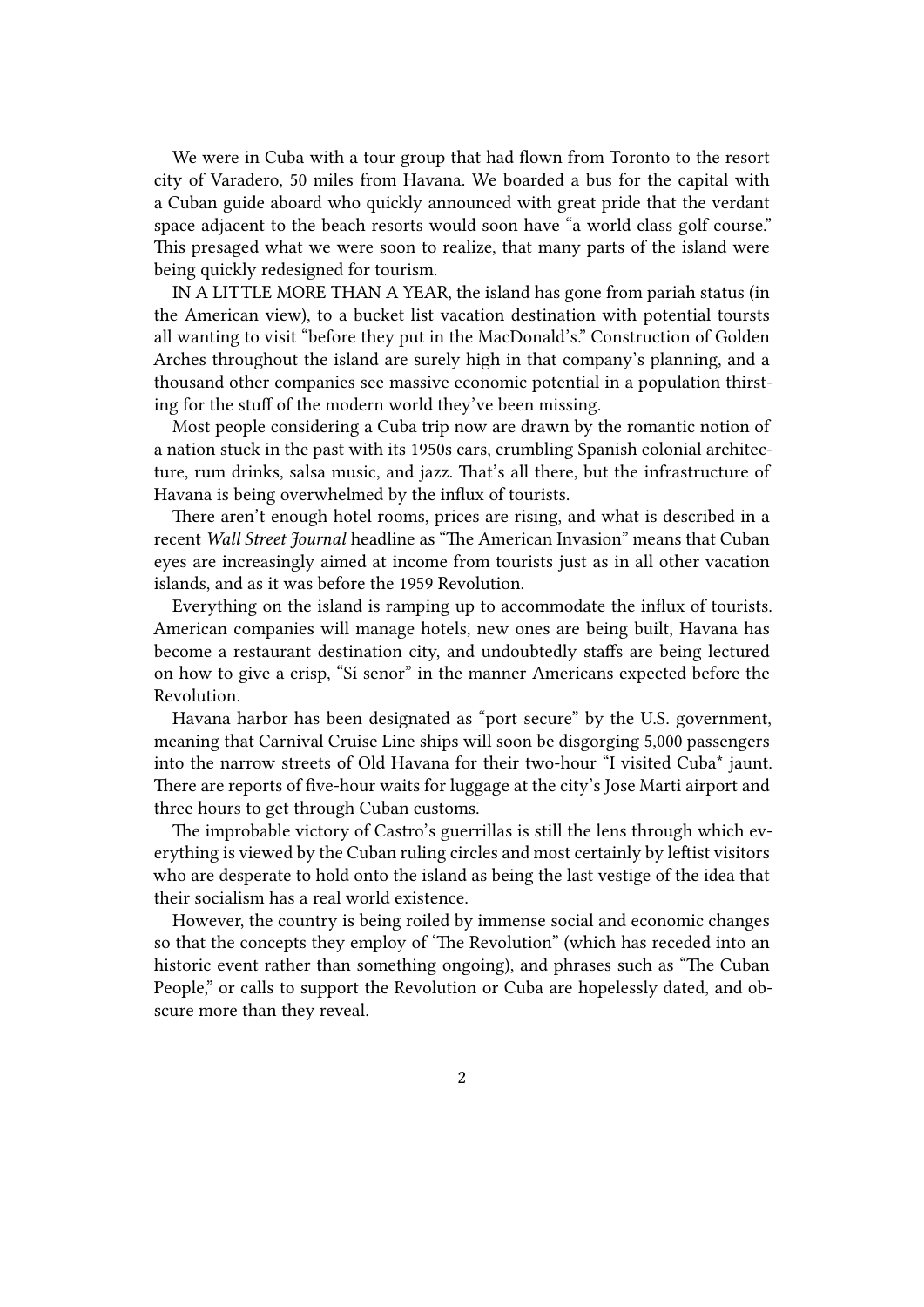We were in Cuba with a tour group that had flown from Toronto to the resort city of Varadero, 50 miles from Havana. We boarded a bus for the capital with a Cuban guide aboard who quickly announced with great pride that the verdant space adjacent to the beach resorts would soon have "a world class golf course." This presaged what we were soon to realize, that many parts of the island were being quickly redesigned for tourism.

IN A LITTLE MORE THAN A YEAR, the island has gone from pariah status (in the American view), to a bucket list vacation destination with potential toursts all wanting to visit "before they put in the MacDonald's." Construction of Golden Arches throughout the island are surely high in that company's planning, and a thousand other companies see massive economic potential in a population thirsting for the stuff of the modern world they've been missing.

Most people considering a Cuba trip now are drawn by the romantic notion of a nation stuck in the past with its 1950s cars, crumbling Spanish colonial architecture, rum drinks, salsa music, and jazz. That's all there, but the infrastructure of Havana is being overwhelmed by the influx of tourists.

There aren't enough hotel rooms, prices are rising, and what is described in a recent *Wall Street Journal* headline as "The American Invasion" means that Cuban eyes are increasingly aimed at income from tourists just as in all other vacation islands, and as it was before the 1959 Revolution.

Everything on the island is ramping up to accommodate the influx of tourists. American companies will manage hotels, new ones are being built, Havana has become a restaurant destination city, and undoubtedly staffs are being lectured on how to give a crisp, "Sí senor" in the manner Americans expected before the Revolution.

Havana harbor has been designated as "port secure" by the U.S. government, meaning that Carnival Cruise Line ships will soon be disgorging 5,000 passengers into the narrow streets of Old Havana for their two-hour "I visited Cuba* jaunt. There are reports of five-hour waits for luggage at the city's Jose Marti airport and three hours to get through Cuban customs.

The improbable victory of Castro's guerrillas is still the lens through which everything is viewed by the Cuban ruling circles and most certainly by leftist visitors who are desperate to hold onto the island as being the last vestige of the idea that their socialism has a real world existence.

However, the country is being roiled by immense social and economic changes so that the concepts they employ of 'The Revolution" (which has receded into an historic event rather than something ongoing), and phrases such as "The Cuban People," or calls to support the Revolution or Cuba are hopelessly dated, and obscure more than they reveal.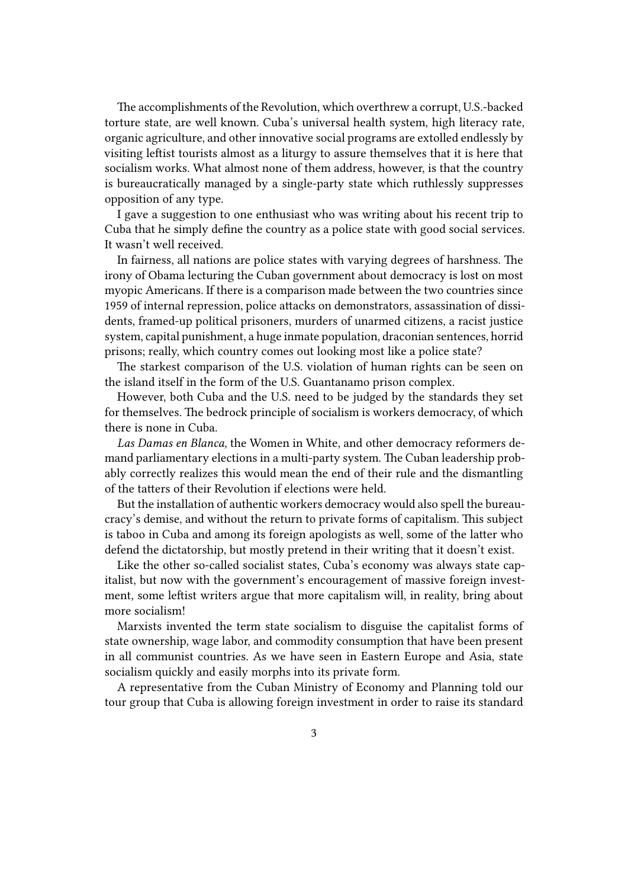The accomplishments of the Revolution, which overthrew a corrupt, U.S.-backed torture state, are well known. Cuba's universal health system, high literacy rate, organic agriculture, and other innovative social programs are extolled endlessly by visiting leftist tourists almost as a liturgy to assure themselves that it is here that socialism works. What almost none of them address, however, is that the country is bureaucratically managed by a single-party state which ruthlessly suppresses opposition of any type.

I gave a suggestion to one enthusiast who was writing about his recent trip to Cuba that he simply define the country as a police state with good social services. It wasn't well received.

In fairness, all nations are police states with varying degrees of harshness. The irony of Obama lecturing the Cuban government about democracy is lost on most myopic Americans. If there is a comparison made between the two countries since 1959 of internal repression, police attacks on demonstrators, assassination of dissidents, framed-up political prisoners, murders of unarmed citizens, a racist justice system, capital punishment, a huge inmate population, draconian sentences, horrid prisons; really, which country comes out looking most like a police state?

The starkest comparison of the U.S. violation of human rights can be seen on the island itself in the form of the U.S. Guantanamo prison complex.

However, both Cuba and the U.S. need to be judged by the standards they set for themselves. The bedrock principle of socialism is workers democracy, of which there is none in Cuba.

*Las Damas en Blanca,* the Women in White, and other democracy reformers demand parliamentary elections in a multi-party system. The Cuban leadership probably correctly realizes this would mean the end of their rule and the dismantling of the tatters of their Revolution if elections were held.

But the installation of authentic workers democracy would also spell the bureaucracy's demise, and without the return to private forms of capitalism. This subject is taboo in Cuba and among its foreign apologists as well, some of the latter who defend the dictatorship, but mostly pretend in their writing that it doesn't exist.

Like the other so-called socialist states, Cuba's economy was always state capitalist, but now with the government's encouragement of massive foreign investment, some leftist writers argue that more capitalism will, in reality, bring about more socialism!

Marxists invented the term state socialism to disguise the capitalist forms of state ownership, wage labor, and commodity consumption that have been present in all communist countries. As we have seen in Eastern Europe and Asia, state socialism quickly and easily morphs into its private form.

A representative from the Cuban Ministry of Economy and Planning told our tour group that Cuba is allowing foreign investment in order to raise its standard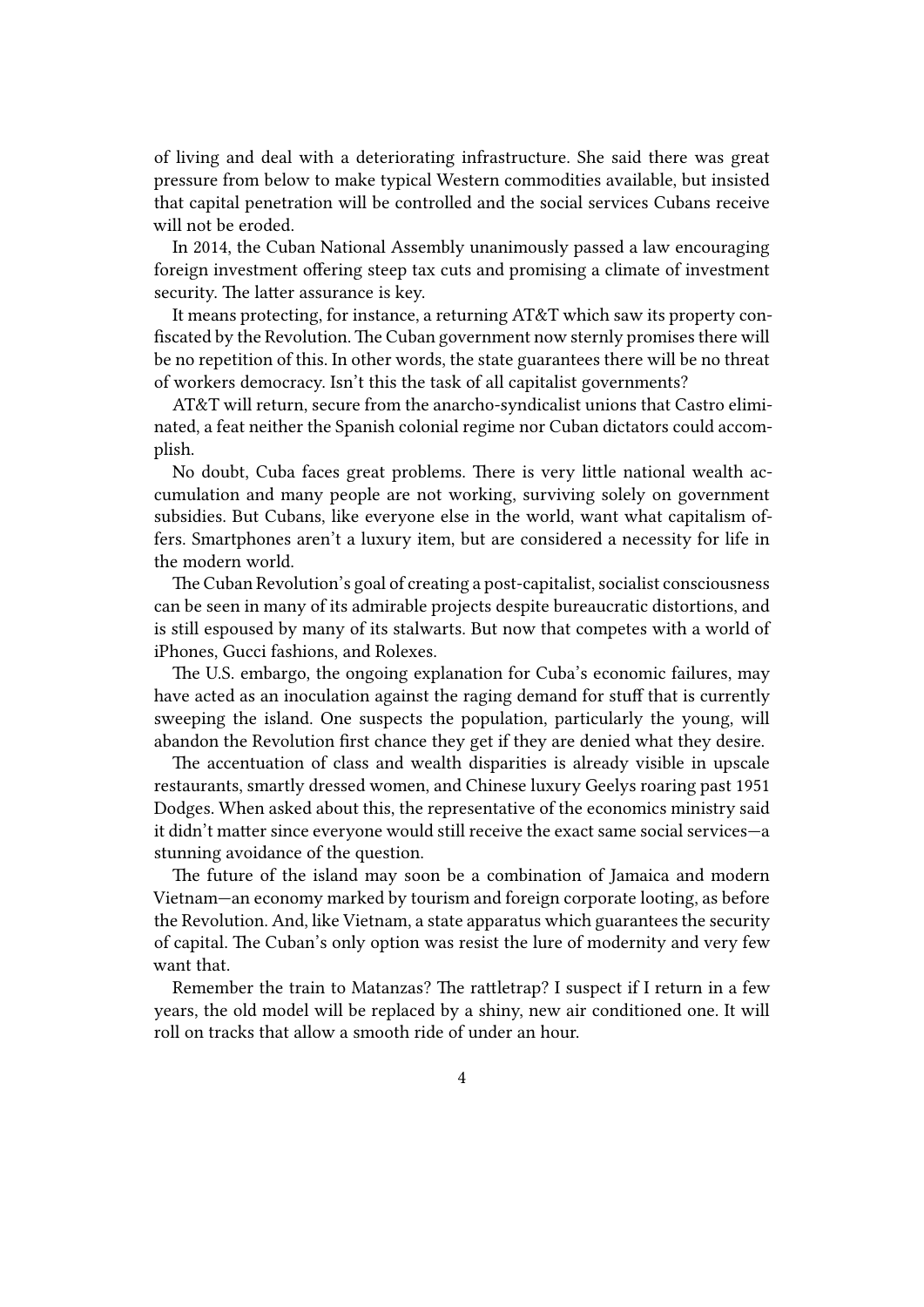of living and deal with a deteriorating infrastructure. She said there was great pressure from below to make typical Western commodities available, but insisted that capital penetration will be controlled and the social services Cubans receive will not be eroded.

In 2014, the Cuban National Assembly unanimously passed a law encouraging foreign investment offering steep tax cuts and promising a climate of investment security. The latter assurance is key.

It means protecting, for instance, a returning AT&T which saw its property confiscated by the Revolution. The Cuban government now sternly promises there will be no repetition of this. In other words, the state guarantees there will be no threat of workers democracy. Isn't this the task of all capitalist governments?

AT&T will return, secure from the anarcho-syndicalist unions that Castro eliminated, a feat neither the Spanish colonial regime nor Cuban dictators could accomplish.

No doubt, Cuba faces great problems. There is very little national wealth accumulation and many people are not working, surviving solely on government subsidies. But Cubans, like everyone else in the world, want what capitalism offers. Smartphones aren't a luxury item, but are considered a necessity for life in the modern world.

The Cuban Revolution's goal of creating a post-capitalist, socialist consciousness can be seen in many of its admirable projects despite bureaucratic distortions, and is still espoused by many of its stalwarts. But now that competes with a world of iPhones, Gucci fashions, and Rolexes.

The U.S. embargo, the ongoing explanation for Cuba's economic failures, may have acted as an inoculation against the raging demand for stuff that is currently sweeping the island. One suspects the population, particularly the young, will abandon the Revolution first chance they get if they are denied what they desire.

The accentuation of class and wealth disparities is already visible in upscale restaurants, smartly dressed women, and Chinese luxury Geelys roaring past 1951 Dodges. When asked about this, the representative of the economics ministry said it didn't matter since everyone would still receive the exact same social services—a stunning avoidance of the question.

The future of the island may soon be a combination of Jamaica and modern Vietnam—an economy marked by tourism and foreign corporate looting, as before the Revolution. And, like Vietnam, a state apparatus which guarantees the security of capital. The Cuban's only option was resist the lure of modernity and very few want that.

Remember the train to Matanzas? The rattletrap? I suspect if I return in a few years, the old model will be replaced by a shiny, new air conditioned one. It will roll on tracks that allow a smooth ride of under an hour.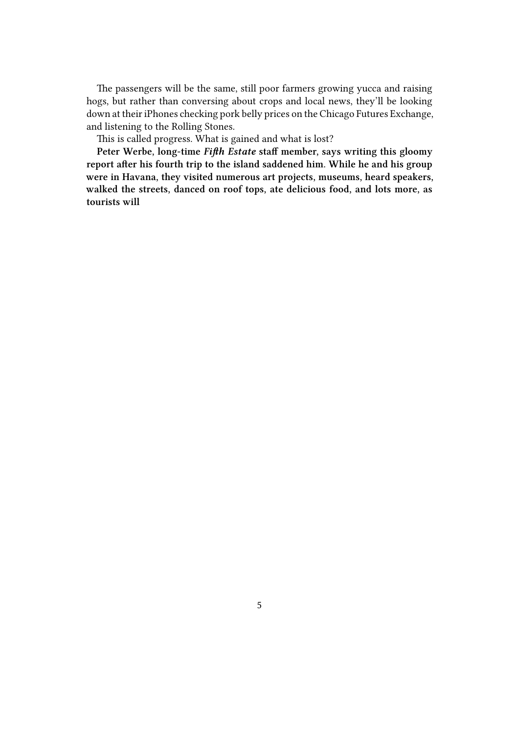The passengers will be the same, still poor farmers growing yucca and raising hogs, but rather than conversing about crops and local news, they'll be looking down at their iPhones checking pork belly prices on the Chicago Futures Exchange, and listening to the Rolling Stones.

This is called progress. What is gained and what is lost?

**Peter Werbe, long-time *Fifth Estate* staff member, says writing this gloomy report after his fourth trip to the island saddened him. While he and his group were in Havana, they visited numerous art projects, museums, heard speakers, walked the streets, danced on roof tops, ate delicious food, and lots more, as tourists will**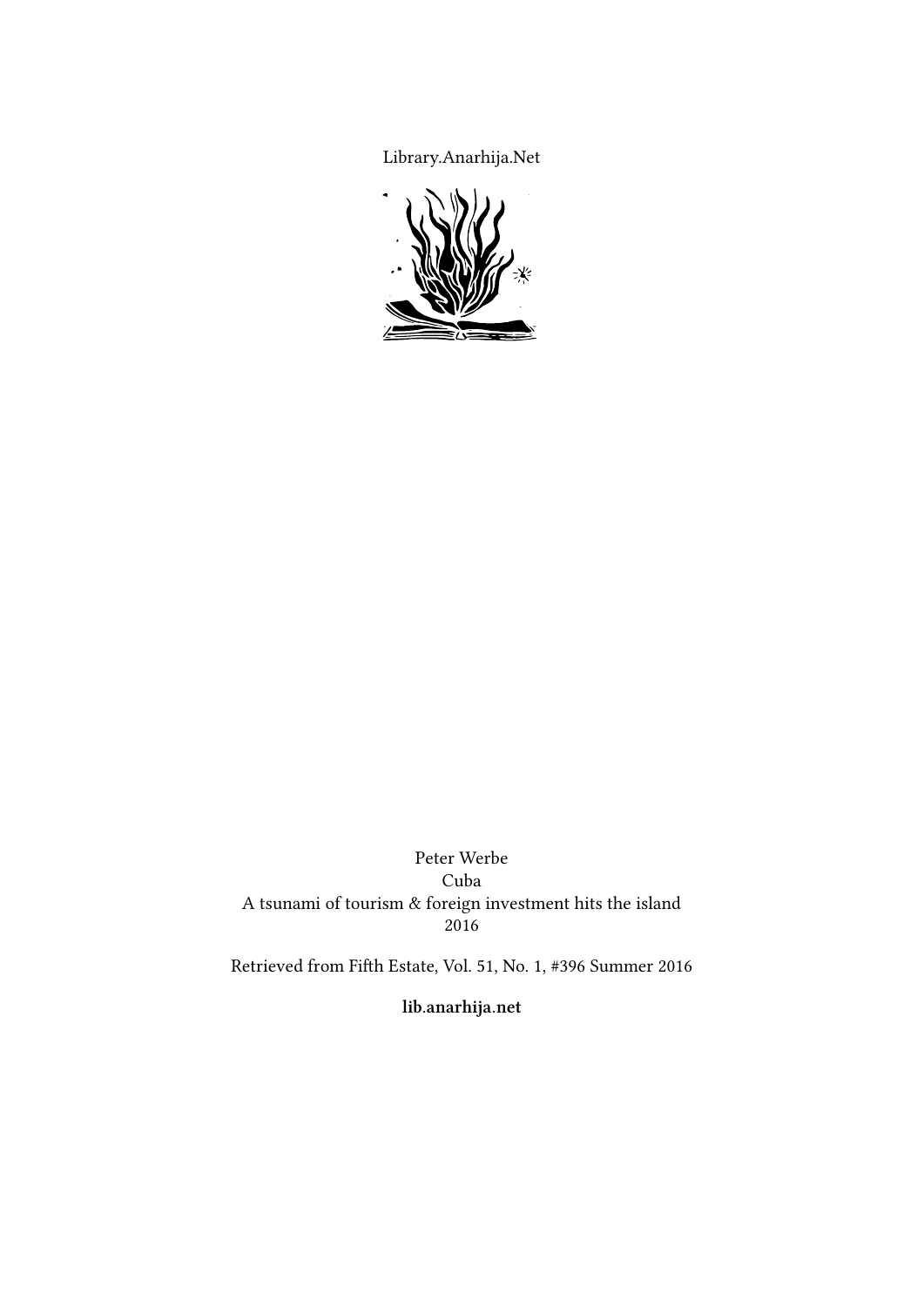Library.Anarhija.Net

Peter Werbe
Cuba
A tsunami of tourism & foreign investment hits the island
2016

Retrieved from Fifth Estate, Vol. 51, No. 1, #396 Summer 2016

**lib.anarhija.net**